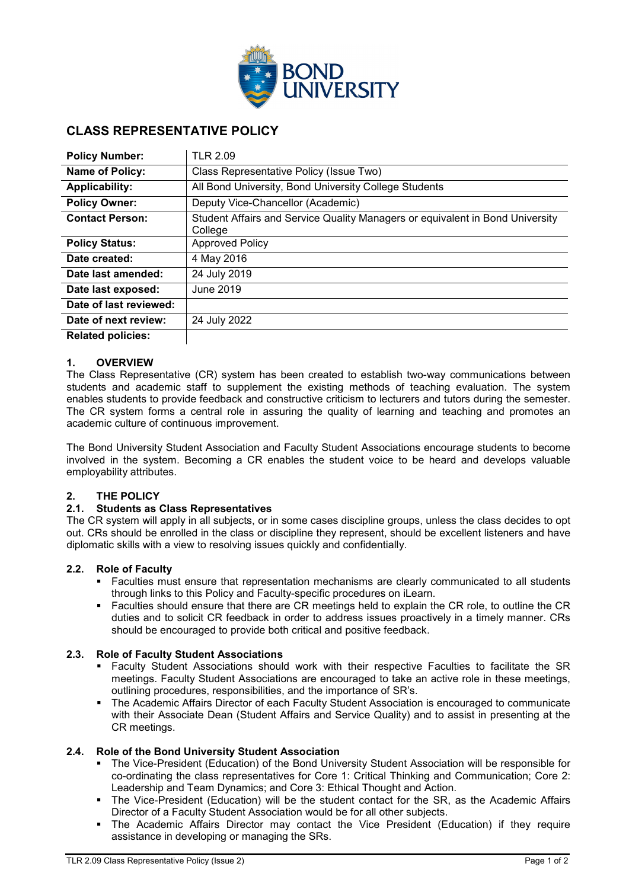# CLASS REPRESENTATIVE POLICY

| **Policy Number:** | TLR 2.09 |
|---|---|
| **Name of Policy:** | Class Representative Policy (Issue Two) |
| **Applicability:** | All Bond University, Bond University College Students |
| **Policy Owner:** | Deputy Vice-Chancellor (Academic) |
| **Contact Person:** | Student Affairs and Service Quality Managers or equivalent in Bond University College |
| **Policy Status:** | Approved Policy |
| **Date created:** | 4 May 2016 |
| **Date last amended:** | 24 July 2019 |
| **Date last exposed:** | June 2019 |
| **Date of last reviewed:** | |
| **Date of next review:** | 24 July 2022 |
| **Related policies:** | |

## 1. OVERVIEW

The Class Representative (CR) system has been created to establish two-way communications between students and academic staff to supplement the existing methods of teaching evaluation. The system enables students to provide feedback and constructive criticism to lecturers and tutors during the semester. The CR system forms a central role in assuring the quality of learning and teaching and promotes an academic culture of continuous improvement.

The Bond University Student Association and Faculty Student Associations encourage students to become involved in the system. Becoming a CR enables the student voice to be heard and develops valuable employability attributes.

## 2. THE POLICY

### 2.1. Students as Class Representatives

The CR system will apply in all subjects, or in some cases discipline groups, unless the class decides to opt out. CRs should be enrolled in the class or discipline they represent, should be excellent listeners and have diplomatic skills with a view to resolving issues quickly and confidentially.

### 2.2. Role of Faculty

- Faculties must ensure that representation mechanisms are clearly communicated to all students through links to this Policy and Faculty-specific procedures on iLearn.
- Faculties should ensure that there are CR meetings held to explain the CR role, to outline the CR duties and to solicit CR feedback in order to address issues proactively in a timely manner. CRs should be encouraged to provide both critical and positive feedback.

### 2.3. Role of Faculty Student Associations

- Faculty Student Associations should work with their respective Faculties to facilitate the SR meetings. Faculty Student Associations are encouraged to take an active role in these meetings, outlining procedures, responsibilities, and the importance of SR's.
- The Academic Affairs Director of each Faculty Student Association is encouraged to communicate with their Associate Dean (Student Affairs and Service Quality) and to assist in presenting at the CR meetings.

### 2.4. Role of the Bond University Student Association

- The Vice-President (Education) of the Bond University Student Association will be responsible for co-ordinating the class representatives for Core 1: Critical Thinking and Communication; Core 2: Leadership and Team Dynamics; and Core 3: Ethical Thought and Action.
- The Vice-President (Education) will be the student contact for the SR, as the Academic Affairs Director of a Faculty Student Association would be for all other subjects.
- The Academic Affairs Director may contact the Vice President (Education) if they require assistance in developing or managing the SRs.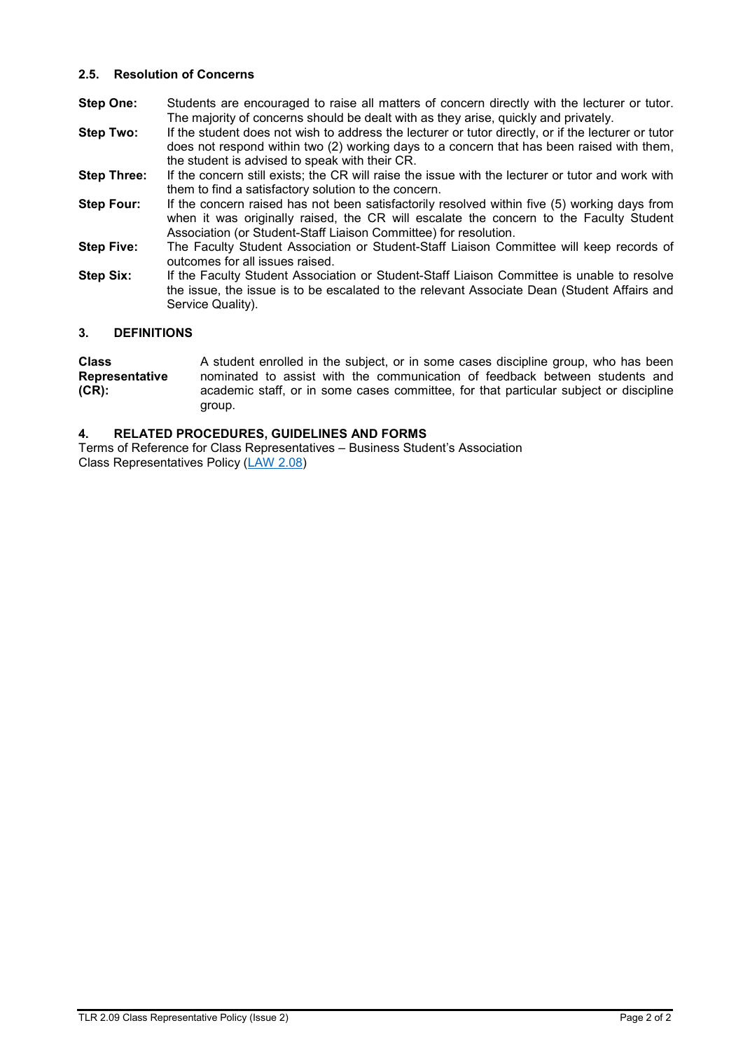### 2.5. Resolution of Concerns

**Step One:** Students are encouraged to raise all matters of concern directly with the lecturer or tutor. The majority of concerns should be dealt with as they arise, quickly and privately.

**Step Two:** If the student does not wish to address the lecturer or tutor directly, or if the lecturer or tutor does not respond within two (2) working days to a concern that has been raised with them, the student is advised to speak with their CR.

**Step Three:** If the concern still exists; the CR will raise the issue with the lecturer or tutor and work with them to find a satisfactory solution to the concern.

**Step Four:** If the concern raised has not been satisfactorily resolved within five (5) working days from when it was originally raised, the CR will escalate the concern to the Faculty Student Association (or Student-Staff Liaison Committee) for resolution.

**Step Five:** The Faculty Student Association or Student-Staff Liaison Committee will keep records of outcomes for all issues raised.

**Step Six:** If the Faculty Student Association or Student-Staff Liaison Committee is unable to resolve the issue, the issue is to be escalated to the relevant Associate Dean (Student Affairs and Service Quality).

## 3. DEFINITIONS

**Class Representative (CR):** A student enrolled in the subject, or in some cases discipline group, who has been nominated to assist with the communication of feedback between students and academic staff, or in some cases committee, for that particular subject or discipline group.

## 4. RELATED PROCEDURES, GUIDELINES AND FORMS

Terms of Reference for Class Representatives – Business Student's Association
Class Representatives Policy (LAW 2.08)